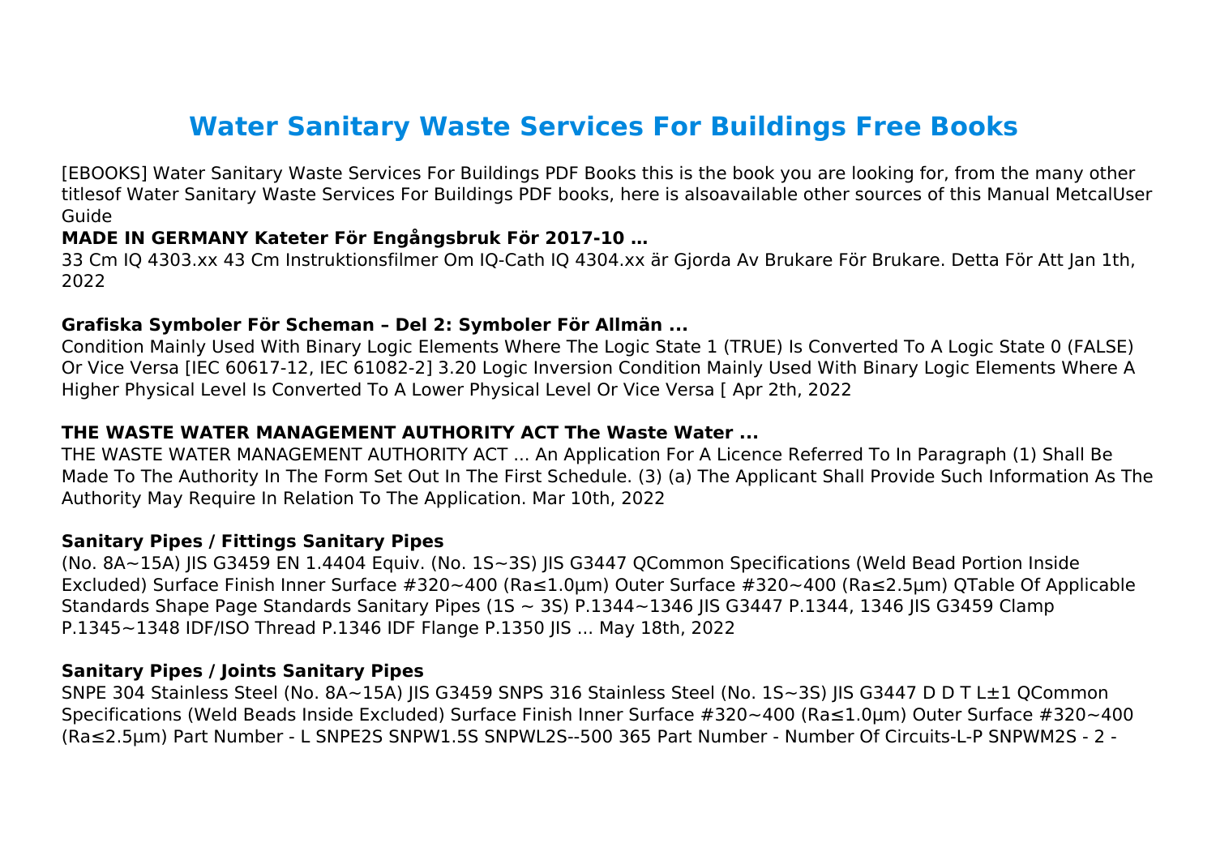# Water Sanitary Waste Services For Buildings Free Books

[EBOOKS] Water Sanitary Waste Services For Buildings PDF Books this is the book you are looking for, from the many other titlesof Water Sanitary Waste Services For Buildings PDF books, here is alsoavailable other sources of this Manual MetcalUser Guide

### MADE IN GERMANY Kateter För Engångsbruk För 2017-10 …

33 Cm IQ 4303.xx 43 Cm Instruktionsfilmer Om IQ-Cath IQ 4304.xx är Gjorda Av Brukare För Brukare. Detta För Att Jan 1th, 2022

### Grafiska Symboler För Scheman – Del 2: Symboler För Allmän ...

Condition Mainly Used With Binary Logic Elements Where The Logic State 1 (TRUE) Is Converted To A Logic State 0 (FALSE) Or Vice Versa [IEC 60617-12, IEC 61082-2] 3.20 Logic Inversion Condition Mainly Used With Binary Logic Elements Where A Higher Physical Level Is Converted To A Lower Physical Level Or Vice Versa [ Apr 2th, 2022

### THE WASTE WATER MANAGEMENT AUTHORITY ACT The Waste Water ...

THE WASTE WATER MANAGEMENT AUTHORITY ACT ... An Application For A Licence Referred To In Paragraph (1) Shall Be Made To The Authority In The Form Set Out In The First Schedule. (3) (a) The Applicant Shall Provide Such Information As The Authority May Require In Relation To The Application. Mar 10th, 2022

### Sanitary Pipes / Fittings Sanitary Pipes

(No. 8A~15A) JIS G3459 EN 1.4404 Equiv. (No. 1S~3S) JIS G3447 QCommon Specifications (Weld Bead Portion Inside Excluded) Surface Finish Inner Surface #320~400 (Ra≤1.0μm) Outer Surface #320~400 (Ra≤2.5μm) QTable Of Applicable Standards Shape Page Standards Sanitary Pipes (1S ~ 3S) P.1344~1346 JIS G3447 P.1344, 1346 JIS G3459 Clamp P.1345~1348 IDF/ISO Thread P.1346 IDF Flange P.1350 JIS ... May 18th, 2022

### Sanitary Pipes / Joints Sanitary Pipes

SNPE 304 Stainless Steel (No. 8A~15A) JIS G3459 SNPS 316 Stainless Steel (No. 1S~3S) JIS G3447 D D T L±1 QCommon Specifications (Weld Beads Inside Excluded) Surface Finish Inner Surface #320~400 (Ra≤1.0μm) Outer Surface #320~400 (Ra≤2.5μm) Part Number - L SNPE2S SNPW1.5S SNPWL2S--500 365 Part Number - Number Of Circuits-L-P SNPWM2S - 2 -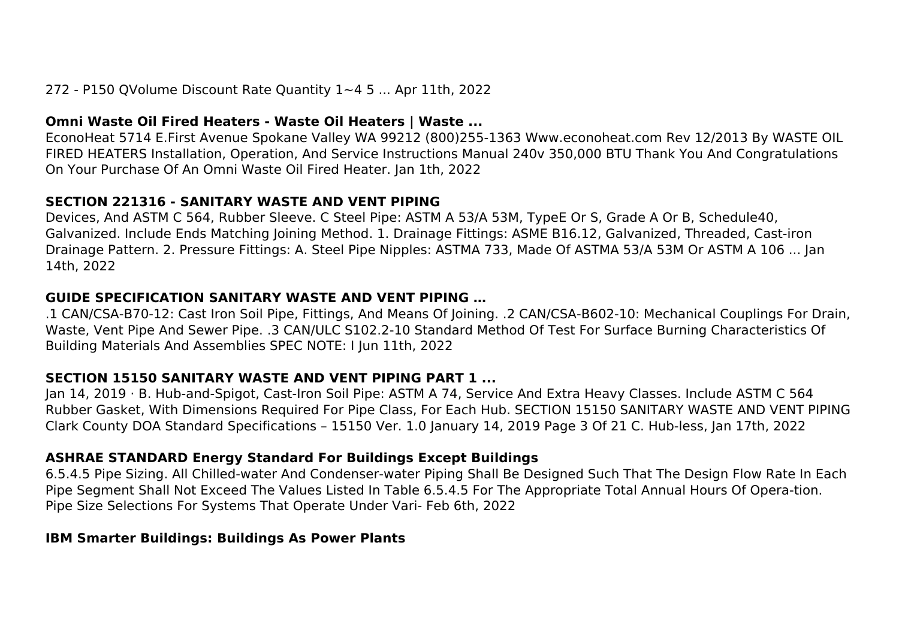272 - P150 QVolume Discount Rate Quantity 1~4 5 ... Apr 11th, 2022

**Omni Waste Oil Fired Heaters - Waste Oil Heaters | Waste ...**

EconoHeat 5714 E.First Avenue Spokane Valley WA 99212 (800)255-1363 Www.econoheat.com Rev 12/2013 By WASTE OIL FIRED HEATERS Installation, Operation, And Service Instructions Manual 240v 350,000 BTU Thank You And Congratulations On Your Purchase Of An Omni Waste Oil Fired Heater. Jan 1th, 2022

**SECTION 221316 - SANITARY WASTE AND VENT PIPING**

Devices, And ASTM C 564, Rubber Sleeve. C Steel Pipe: ASTM A 53/A 53M, TypeE Or S, Grade A Or B, Schedule40, Galvanized. Include Ends Matching Joining Method. 1. Drainage Fittings: ASME B16.12, Galvanized, Threaded, Cast-iron Drainage Pattern. 2. Pressure Fittings: A. Steel Pipe Nipples: ASTMA 733, Made Of ASTMA 53/A 53M Or ASTM A 106 ... Jan 14th, 2022

**GUIDE SPECIFICATION SANITARY WASTE AND VENT PIPING …**

.1 CAN/CSA-B70-12: Cast Iron Soil Pipe, Fittings, And Means Of Joining. .2 CAN/CSA-B602-10: Mechanical Couplings For Drain, Waste, Vent Pipe And Sewer Pipe. .3 CAN/ULC S102.2-10 Standard Method Of Test For Surface Burning Characteristics Of Building Materials And Assemblies SPEC NOTE: I Jun 11th, 2022

**SECTION 15150 SANITARY WASTE AND VENT PIPING PART 1 ...**

Jan 14, 2019 · B. Hub-and-Spigot, Cast-Iron Soil Pipe: ASTM A 74, Service And Extra Heavy Classes. Include ASTM C 564 Rubber Gasket, With Dimensions Required For Pipe Class, For Each Hub. SECTION 15150 SANITARY WASTE AND VENT PIPING Clark County DOA Standard Specifications – 15150 Ver. 1.0 January 14, 2019 Page 3 Of 21 C. Hub-less, Jan 17th, 2022

**ASHRAE STANDARD Energy Standard For Buildings Except Buildings**

6.5.4.5 Pipe Sizing. All Chilled-water And Condenser-water Piping Shall Be Designed Such That The Design Flow Rate In Each Pipe Segment Shall Not Exceed The Values Listed In Table 6.5.4.5 For The Appropriate Total Annual Hours Of Opera-tion. Pipe Size Selections For Systems That Operate Under Vari- Feb 6th, 2022

**IBM Smarter Buildings: Buildings As Power Plants**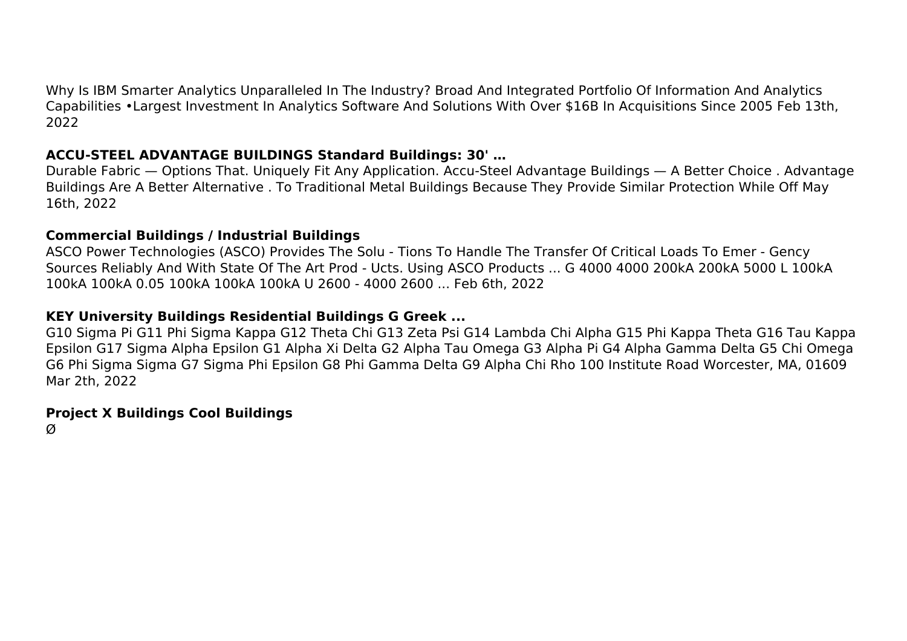Why Is IBM Smarter Analytics Unparalleled In The Industry? Broad And Integrated Portfolio Of Information And Analytics Capabilities •Largest Investment In Analytics Software And Solutions With Over $16B In Acquisitions Since 2005 Feb 13th, 2022

**ACCU-STEEL ADVANTAGE BUILDINGS Standard Buildings: 30' …**

Durable Fabric — Options That. Uniquely Fit Any Application. Accu-Steel Advantage Buildings — A Better Choice . Advantage Buildings Are A Better Alternative . To Traditional Metal Buildings Because They Provide Similar Protection While Off May 16th, 2022

**Commercial Buildings / Industrial Buildings**

ASCO Power Technologies (ASCO) Provides The Solu - Tions To Handle The Transfer Of Critical Loads To Emer - Gency Sources Reliably And With State Of The Art Prod - Ucts. Using ASCO Products ... G 4000 4000 200kA 200kA 5000 L 100kA 100kA 100kA 0.05 100kA 100kA 100kA U 2600 - 4000 2600 ... Feb 6th, 2022

**KEY University Buildings Residential Buildings G Greek ...**

G10 Sigma Pi G11 Phi Sigma Kappa G12 Theta Chi G13 Zeta Psi G14 Lambda Chi Alpha G15 Phi Kappa Theta G16 Tau Kappa Epsilon G17 Sigma Alpha Epsilon G1 Alpha Xi Delta G2 Alpha Tau Omega G3 Alpha Pi G4 Alpha Gamma Delta G5 Chi Omega G6 Phi Sigma Sigma G7 Sigma Phi Epsilon G8 Phi Gamma Delta G9 Alpha Chi Rho 100 Institute Road Worcester, MA, 01609 Mar 2th, 2022

**Project X Buildings Cool Buildings**

Ø